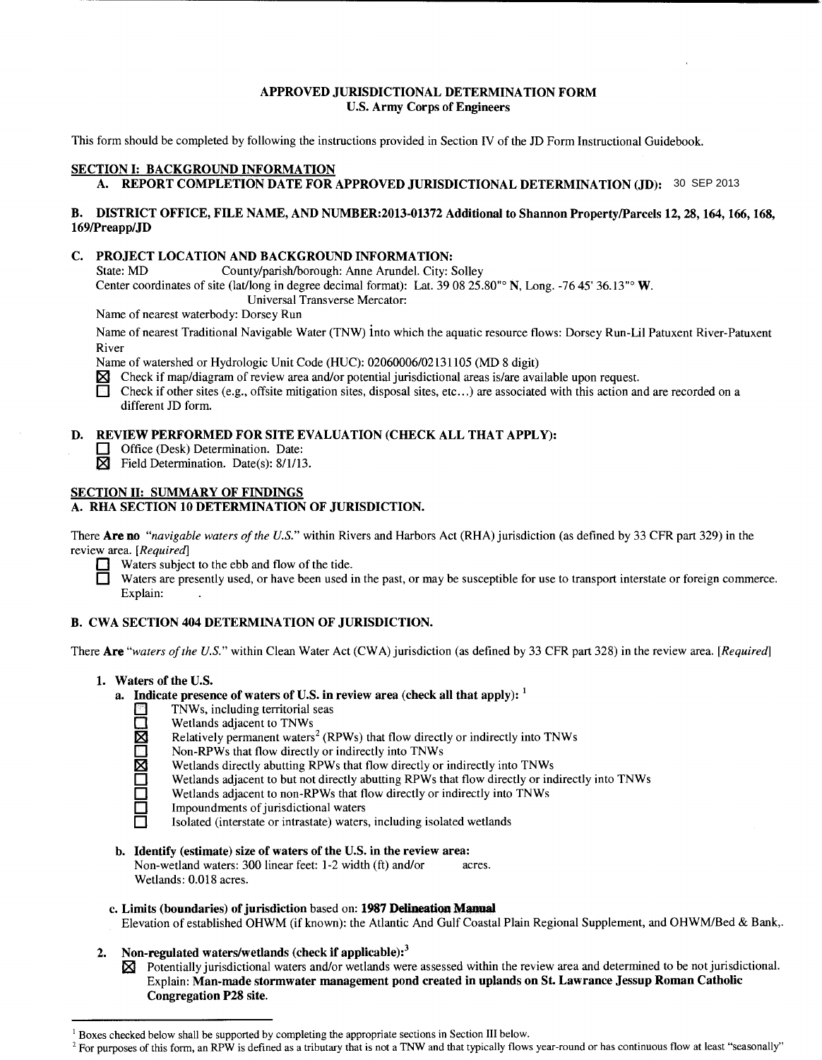# APPROVED JURISDICTIONAL DETERMINATION FORM
## U.S. Army Corps of Engineers

This form should be completed by following the instructions provided in Section IV of the JD Form Instructional Guidebook.

## SECTION I: BACKGROUND INFORMATION

**A. REPORT COMPLETION DATE FOR APPROVED JURISDICTIONAL DETERMINATION (JD):** 30 SEP 2013

**B. DISTRICT OFFICE, FILE NAME, AND NUMBER:2013-01372 Additional to Shannon Property/Parcels 12, 28, 164, 166, 168, 169/Preapp/JD**

**C. PROJECT LOCATION AND BACKGROUND INFORMATION:**

State: MD County/parish/borough: Anne Arundel. City: Solley

Center coordinates of site (lat/long in degree decimal format): Lat. 39 08 25.80"° **N**, Long. -76 45' 36.13"° **W**.

Universal Transverse Mercator:

Name of nearest waterbody: Dorsey Run

Name of nearest Traditional Navigable Water (TNW) into which the aquatic resource flows: Dorsey Run-Lil Patuxent River-Patuxent River

Name of watershed or Hydrologic Unit Code (HUC): 02060006/02131105 (MD 8 digit)

☒ Check if map/diagram of review area and/or potential jurisdictional areas is/are available upon request.

☐ Check if other sites (e.g., offsite mitigation sites, disposal sites, etc...) are associated with this action and are recorded on a different JD form.

**D. REVIEW PERFORMED FOR SITE EVALUATION (CHECK ALL THAT APPLY):**

☐ Office (Desk) Determination. Date:

☒ Field Determination. Date(s): 8/1/13.

## SECTION II: SUMMARY OF FINDINGS

**A. RHA SECTION 10 DETERMINATION OF JURISDICTION.**

There **Are no** *"navigable waters of the U.S."* within Rivers and Harbors Act (RHA) jurisdiction (as defined by 33 CFR part 329) in the review area. *[Required]*

☐ Waters subject to the ebb and flow of the tide.

☐ Waters are presently used, or have been used in the past, or may be susceptible for use to transport interstate or foreign commerce. Explain: .

**B. CWA SECTION 404 DETERMINATION OF JURISDICTION.**

There **Are** *"waters of the U.S."* within Clean Water Act (CWA) jurisdiction (as defined by 33 CFR part 328) in the review area. *[Required]*

**1. Waters of the U.S.**

**a. Indicate presence of waters of U.S. in review area (check all that apply):** [1]

☐ TNWs, including territorial seas
☐ Wetlands adjacent to TNWs
☒ Relatively permanent waters[2] (RPWs) that flow directly or indirectly into TNWs
☐ Non-RPWs that flow directly or indirectly into TNWs
☒ Wetlands directly abutting RPWs that flow directly or indirectly into TNWs
☐ Wetlands adjacent to but not directly abutting RPWs that flow directly or indirectly into TNWs
☐ Wetlands adjacent to non-RPWs that flow directly or indirectly into TNWs
☐ Impoundments of jurisdictional waters
☐ Isolated (interstate or intrastate) waters, including isolated wetlands

**b. Identify (estimate) size of waters of the U.S. in the review area:**

Non-wetland waters: 300 linear feet: 1-2 width (ft) and/or acres.

Wetlands: 0.018 acres.

**c. Limits (boundaries) of jurisdiction** based on: **1987 Delineation Manual**

Elevation of established OHWM (if known): the Atlantic And Gulf Coastal Plain Regional Supplement, and OHWM/Bed & Bank,.

**2. Non-regulated waters/wetlands (check if applicable):**[3]

☒ Potentially jurisdictional waters and/or wetlands were assessed within the review area and determined to be not jurisdictional. Explain: **Man-made stormwater management pond created in uplands on St. Lawrence Jessup Roman Catholic Congregation P28 site.**

---

[1] Boxes checked below shall be supported by completing the appropriate sections in Section III below.

[2] For purposes of this form, an RPW is defined as a tributary that is not a TNW and that typically flows year-round or has continuous flow at least "seasonally"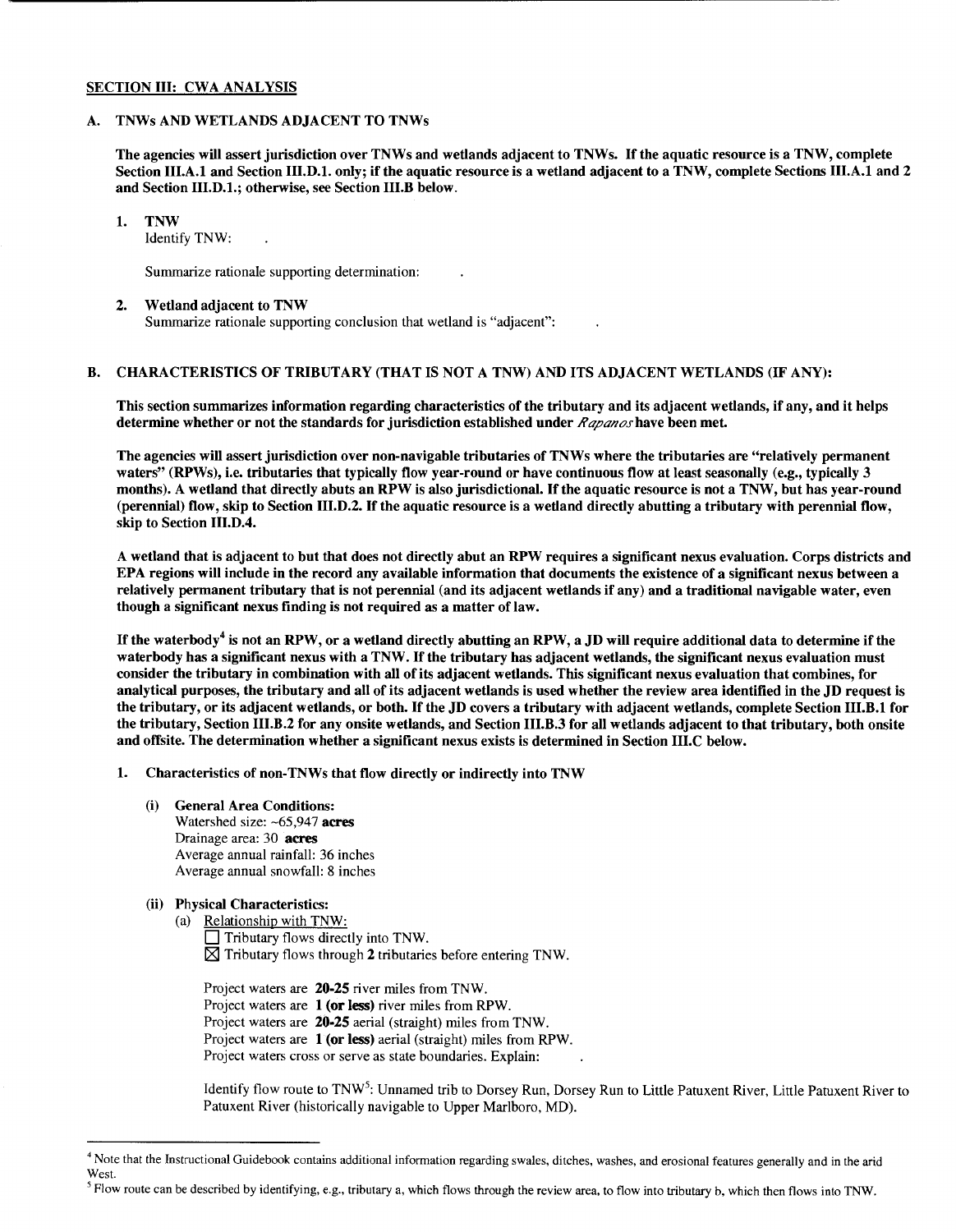## SECTION III: CWA ANALYSIS

### A. TNWs AND WETLANDS ADJACENT TO TNWs

**The agencies will assert jurisdiction over TNWs and wetlands adjacent to TNWs. If the aquatic resource is a TNW, complete Section III.A.1 and Section III.D.1. only; if the aquatic resource is a wetland adjacent to a TNW, complete Sections III.A.1 and 2 and Section III.D.1.; otherwise, see Section III.B below.**

1. **TNW**
   Identify TNW: .

   Summarize rationale supporting determination: .

2. **Wetland adjacent to TNW**
   Summarize rationale supporting conclusion that wetland is "adjacent": .

### B. CHARACTERISTICS OF TRIBUTARY (THAT IS NOT A TNW) AND ITS ADJACENT WETLANDS (IF ANY):

**This section summarizes information regarding characteristics of the tributary and its adjacent wetlands, if any, and it helps determine whether or not the standards for jurisdiction established under *Rapanos* have been met.**

**The agencies will assert jurisdiction over non-navigable tributaries of TNWs where the tributaries are "relatively permanent waters" (RPWs), i.e. tributaries that typically flow year-round or have continuous flow at least seasonally (e.g., typically 3 months). A wetland that directly abuts an RPW is also jurisdictional. If the aquatic resource is not a TNW, but has year-round (perennial) flow, skip to Section III.D.2. If the aquatic resource is a wetland directly abutting a tributary with perennial flow, skip to Section III.D.4.**

**A wetland that is adjacent to but that does not directly abut an RPW requires a significant nexus evaluation. Corps districts and EPA regions will include in the record any available information that documents the existence of a significant nexus between a relatively permanent tributary that is not perennial (and its adjacent wetlands if any) and a traditional navigable water, even though a significant nexus finding is not required as a matter of law.**

**If the waterbody[4] is not an RPW, or a wetland directly abutting an RPW, a JD will require additional data to determine if the waterbody has a significant nexus with a TNW. If the tributary has adjacent wetlands, the significant nexus evaluation must consider the tributary in combination with all of its adjacent wetlands. This significant nexus evaluation that combines, for analytical purposes, the tributary and all of its adjacent wetlands is used whether the review area identified in the JD request is the tributary, or its adjacent wetlands, or both. If the JD covers a tributary with adjacent wetlands, complete Section III.B.1 for the tributary, Section III.B.2 for any onsite wetlands, and Section III.B.3 for all wetlands adjacent to that tributary, both onsite and offsite. The determination whether a significant nexus exists is determined in Section III.C below.**

1. **Characteristics of non-TNWs that flow directly or indirectly into TNW**

   **(i) General Area Conditions:**
   Watershed size: ~65,947 **acres**
   Drainage area: 30 **acres**
   Average annual rainfall: 36 inches
   Average annual snowfall: 8 inches

   **(ii) Physical Characteristics:**
   (a) Relationship with TNW:
   ☐ Tributary flows directly into TNW.
   ☒ Tributary flows through **2** tributaries before entering TNW.

   Project waters are **20-25** river miles from TNW.
   Project waters are **1 (or less)** river miles from RPW.
   Project waters are **20-25** aerial (straight) miles from TNW.
   Project waters are **1 (or less)** aerial (straight) miles from RPW.
   Project waters cross or serve as state boundaries. Explain: .

   Identify flow route to TNW[5]: Unnamed trib to Dorsey Run, Dorsey Run to Little Patuxent River, Little Patuxent River to Patuxent River (historically navigable to Upper Marlboro, MD).

---

[4] Note that the Instructional Guidebook contains additional information regarding swales, ditches, washes, and erosional features generally and in the arid West.

[5] Flow route can be described by identifying, e.g., tributary a, which flows through the review area, to flow into tributary b, which then flows into TNW.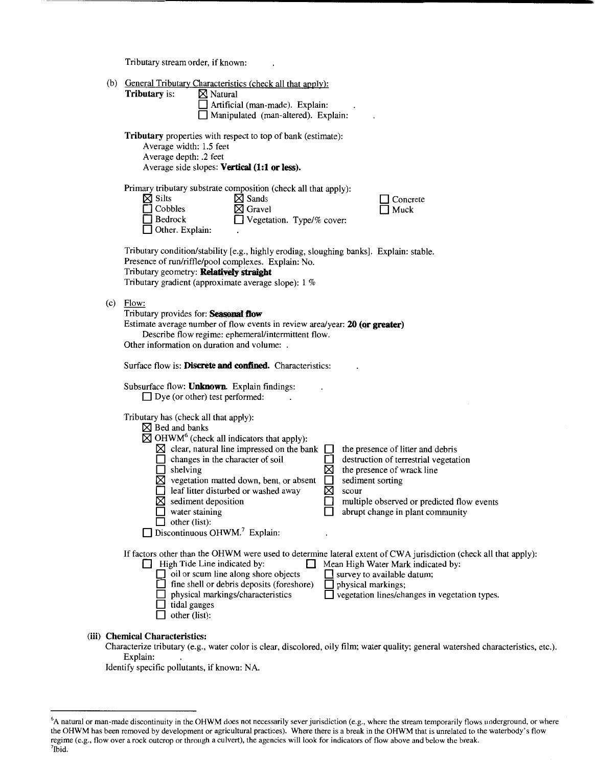Tributary stream order, if known: .

(b) General Tributary Characteristics (check all that apply):

**Tributary** is: ☒ Natural
☐ Artificial (man-made). Explain: .
☐ Manipulated (man-altered). Explain: .

**Tributary** properties with respect to top of bank (estimate):
Average width: 1.5 feet
Average depth: .2 feet
Average side slopes: **Vertical (1:1 or less).**

Primary tributary substrate composition (check all that apply):

☒ Silts ☒ Sands ☐ Concrete
☐ Cobbles ☒ Gravel ☐ Muck
☐ Bedrock ☐ Vegetation. Type/% cover:
☐ Other. Explain: .

Tributary condition/stability [e.g., highly eroding, sloughing banks]. Explain: stable.
Presence of run/riffle/pool complexes. Explain: No.
Tributary geometry: **Relatively straight**
Tributary gradient (approximate average slope): 1 %

(c) Flow:

Tributary provides for: **Seasonal flow**
Estimate average number of flow events in review area/year: **20 (or greater)**
Describe flow regime: ephemeral/intermittent flow.
Other information on duration and volume: .

Surface flow is: **Discrete and confined.** Characteristics: .

Subsurface flow: **Unknown.** Explain findings: .
☐ Dye (or other) test performed: .

Tributary has (check all that apply):
☒ Bed and banks
☒ OHWM[6] (check all indicators that apply):
☒ clear, natural line impressed on the bank ☐ the presence of litter and debris
☐ changes in the character of soil ☐ destruction of terrestrial vegetation
☐ shelving ☒ the presence of wrack line
☒ vegetation matted down, bent, or absent ☐ sediment sorting
☐ leaf litter disturbed or washed away ☒ scour
☒ sediment deposition ☐ multiple observed or predicted flow events
☐ water staining ☐ abrupt change in plant community
☐ other (list):
☐ Discontinuous OHWM.[7] Explain: .

If factors other than the OHWM were used to determine lateral extent of CWA jurisdiction (check all that apply):
☐ High Tide Line indicated by: ☐ Mean High Water Mark indicated by:
☐ oil or scum line along shore objects ☐ survey to available datum;
☐ fine shell or debris deposits (foreshore) ☐ physical markings;
☐ physical markings/characteristics ☐ vegetation lines/changes in vegetation types.
☐ tidal gauges
☐ other (list):

**(iii) Chemical Characteristics:**

Characterize tributary (e.g., water color is clear, discolored, oily film; water quality; general watershed characteristics, etc.).
Explain: .
Identify specific pollutants, if known: NA.

---

[6]A natural or man-made discontinuity in the OHWM does not necessarily sever jurisdiction (e.g., where the stream temporarily flows underground, or where the OHWM has been removed by development or agricultural practices). Where there is a break in the OHWM that is unrelated to the waterbody's flow regime (e.g., flow over a rock outcrop or through a culvert), the agencies will look for indicators of flow above and below the break.
[7]Ibid.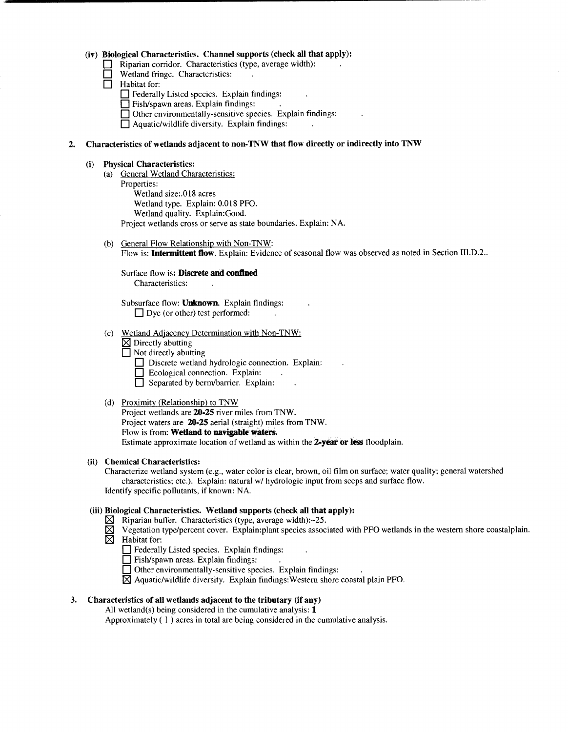**(iv) Biological Characteristics. Channel supports (check all that apply):**

- ☐ Riparian corridor. Characteristics (type, average width): .
- ☐ Wetland fringe. Characteristics: .
- ☐ Habitat for:
  - ☐ Federally Listed species. Explain findings: .
  - ☐ Fish/spawn areas. Explain findings: .
  - ☐ Other environmentally-sensitive species. Explain findings: .
  - ☐ Aquatic/wildlife diversity. Explain findings: .

**2. Characteristics of wetlands adjacent to non-TNW that flow directly or indirectly into TNW**

**(i) Physical Characteristics:**

(a) General Wetland Characteristics:

Properties:

Wetland size:.018 acres

Wetland type. Explain: 0.018 PFO.

Wetland quality. Explain:Good.

Project wetlands cross or serve as state boundaries. Explain: NA.

(b) General Flow Relationship with Non-TNW:

Flow is: **Intermittent flow**. Explain: Evidence of seasonal flow was observed as noted in Section III.D.2..

Surface flow is: **Discrete and confined**

Characteristics: .

Subsurface flow: **Unknown.** Explain findings: .

☐ Dye (or other) test performed: .

(c) Wetland Adjacency Determination with Non-TNW:

- ☒ Directly abutting
- ☐ Not directly abutting
  - ☐ Discrete wetland hydrologic connection. Explain: .
  - ☐ Ecological connection. Explain: .
  - ☐ Separated by berm/barrier. Explain: .

(d) Proximity (Relationship) to TNW

Project wetlands are **20-25** river miles from TNW.

Project waters are **20-25** aerial (straight) miles from TNW.

Flow is from: **Wetland to navigable waters.**

Estimate approximate location of wetland as within the **2-year or less** floodplain.

**(ii) Chemical Characteristics:**

Characterize wetland system (e.g., water color is clear, brown, oil film on surface; water quality; general watershed characteristics; etc.). Explain: natural w/ hydrologic input from seeps and surface flow.

Identify specific pollutants, if known: NA.

**(iii) Biological Characteristics. Wetland supports (check all that apply):**

- ☒ Riparian buffer. Characteristics (type, average width):~25.
- ☒ Vegetation type/percent cover. Explain:plant species associated with PFO wetlands in the western shore coastalplain.
- ☒ Habitat for:
  - ☐ Federally Listed species. Explain findings: .
  - ☐ Fish/spawn areas. Explain findings: .
  - ☐ Other environmentally-sensitive species. Explain findings: .
  - ☒ Aquatic/wildlife diversity. Explain findings:Western shore coastal plain PFO.

**3. Characteristics of all wetlands adjacent to the tributary (if any)**

All wetland(s) being considered in the cumulative analysis: **1**

Approximately ( 1 ) acres in total are being considered in the cumulative analysis.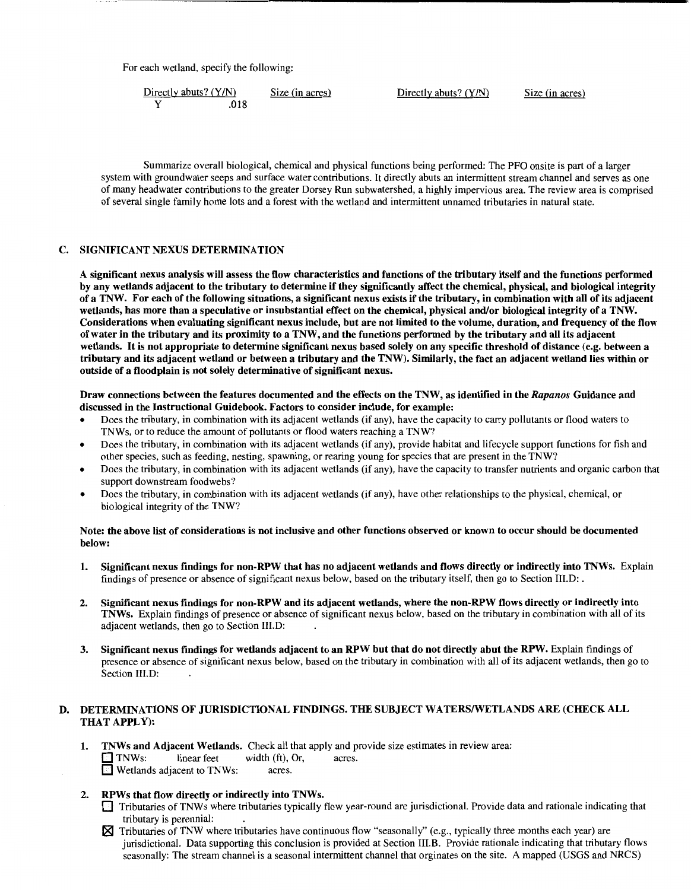For each wetland, specify the following:

| Directly abuts? (Y/N) | Size (in acres) | Directly abuts? (Y/N) | Size (in acres) |
|---|---|---|---|
| Y | .018 | | |

Summarize overall biological, chemical and physical functions being performed: The PFO onsite is part of a larger system with groundwater seeps and surface water contributions. It directly abuts an intermittent stream channel and serves as one of many headwater contributions to the greater Dorsey Run subwatershed, a highly impervious area. The review area is comprised of several single family home lots and a forest with the wetland and intermittent unnamed tributaries in natural state.

## C. SIGNIFICANT NEXUS DETERMINATION

**A significant nexus analysis will assess the flow characteristics and functions of the tributary itself and the functions performed by any wetlands adjacent to the tributary to determine if they significantly affect the chemical, physical, and biological integrity of a TNW. For each of the following situations, a significant nexus exists if the tributary, in combination with all of its adjacent wetlands, has more than a speculative or insubstantial effect on the chemical, physical and/or biological integrity of a TNW. Considerations when evaluating significant nexus include, but are not limited to the volume, duration, and frequency of the flow of water in the tributary and its proximity to a TNW, and the functions performed by the tributary and all its adjacent wetlands. It is not appropriate to determine significant nexus based solely on any specific threshold of distance (e.g. between a tributary and its adjacent wetland or between a tributary and the TNW). Similarly, the fact an adjacent wetland lies within or outside of a floodplain is not solely determinative of significant nexus.**

**Draw connections between the features documented and the effects on the TNW, as identified in the *Rapanos* Guidance and discussed in the Instructional Guidebook. Factors to consider include, for example:**

- Does the tributary, in combination with its adjacent wetlands (if any), have the capacity to carry pollutants or flood waters to TNWs, or to reduce the amount of pollutants or flood waters reaching a TNW?
- Does the tributary, in combination with its adjacent wetlands (if any), provide habitat and lifecycle support functions for fish and other species, such as feeding, nesting, spawning, or rearing young for species that are present in the TNW?
- Does the tributary, in combination with its adjacent wetlands (if any), have the capacity to transfer nutrients and organic carbon that support downstream foodwebs?
- Does the tributary, in combination with its adjacent wetlands (if any), have other relationships to the physical, chemical, or biological integrity of the TNW?

**Note: the above list of considerations is not inclusive and other functions observed or known to occur should be documented below:**

1. **Significant nexus findings for non-RPW that has no adjacent wetlands and flows directly or indirectly into TNWs.** Explain findings of presence or absence of significant nexus below, based on the tributary itself, then go to Section III.D: .

2. **Significant nexus findings for non-RPW and its adjacent wetlands, where the non-RPW flows directly or indirectly into TNWs.** Explain findings of presence or absence of significant nexus below, based on the tributary in combination with all of its adjacent wetlands, then go to Section III.D: .

3. **Significant nexus findings for wetlands adjacent to an RPW but that do not directly abut the RPW.** Explain findings of presence or absence of significant nexus below, based on the tributary in combination with all of its adjacent wetlands, then go to Section III.D: .

## D. DETERMINATIONS OF JURISDICTIONAL FINDINGS. THE SUBJECT WATERS/WETLANDS ARE (CHECK ALL THAT APPLY):

1. **TNWs and Adjacent Wetlands.** Check all that apply and provide size estimates in review area:
   - ☐ TNWs: linear feet width (ft), Or, acres.
   - ☐ Wetlands adjacent to TNWs: acres.

2. **RPWs that flow directly or indirectly into TNWs.**
   - ☐ Tributaries of TNWs where tributaries typically flow year-round are jurisdictional. Provide data and rationale indicating that tributary is perennial: .
   - ☒ Tributaries of TNW where tributaries have continuous flow "seasonally" (e.g., typically three months each year) are jurisdictional. Data supporting this conclusion is provided at Section III.B. Provide rationale indicating that tributary flows seasonally: The stream channel is a seasonal intermittent channel that orginates on the site. A mapped (USGS and NRCS)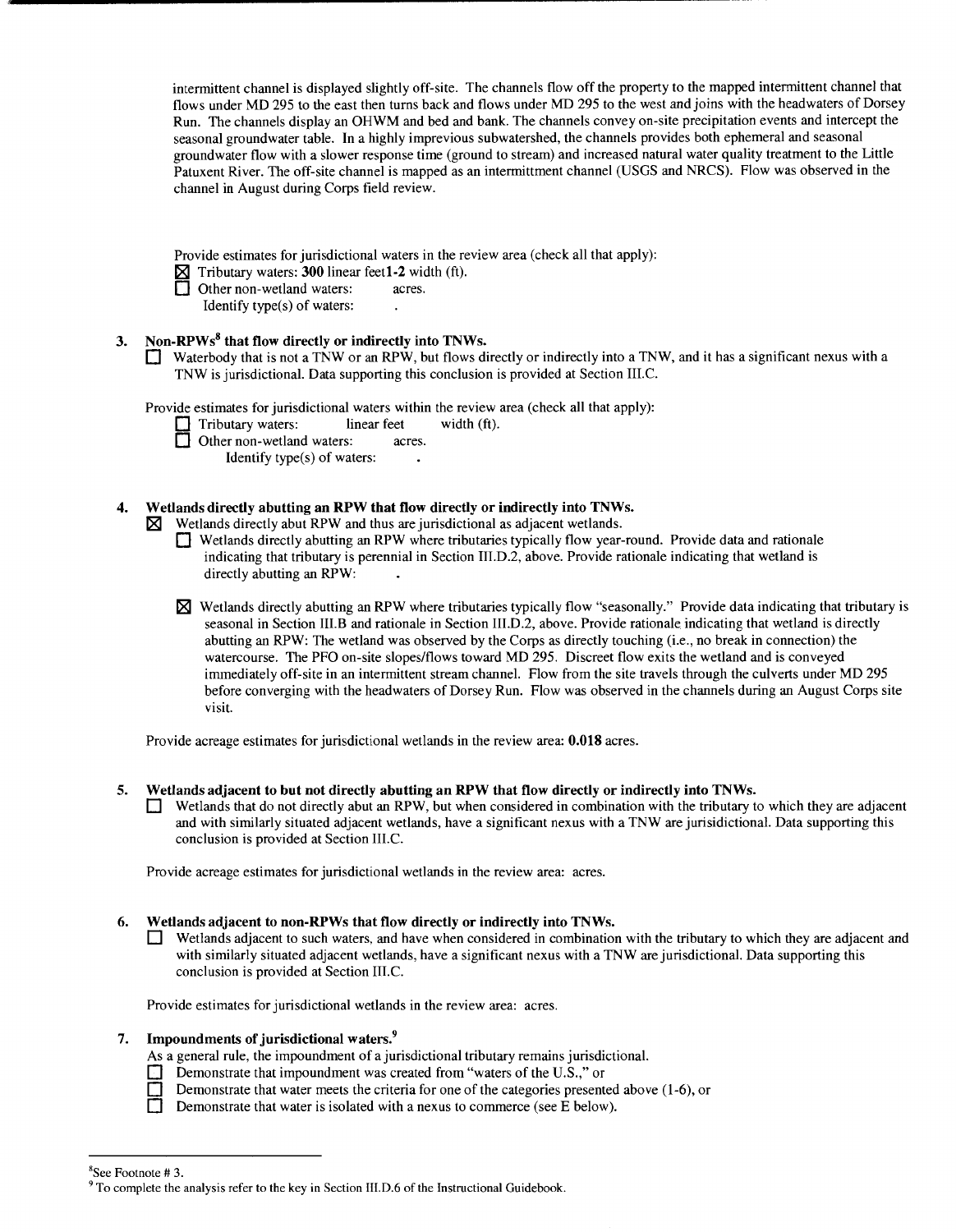intermittent channel is displayed slightly off-site. The channels flow off the property to the mapped intermittent channel that flows under MD 295 to the east then turns back and flows under MD 295 to the west and joins with the headwaters of Dorsey Run. The channels display an OHWM and bed and bank. The channels convey on-site precipitation events and intercept the seasonal groundwater table. In a highly imprevious subwatershed, the channels provides both ephemeral and seasonal groundwater flow with a slower response time (ground to stream) and increased natural water quality treatment to the Little Patuxent River. The off-site channel is mapped as an intermittment channel (USGS and NRCS). Flow was observed in the channel in August during Corps field review.

Provide estimates for jurisdictional waters in the review area (check all that apply):

☒ Tributary waters: **300** linear feet**1-2** width (ft).
☐ Other non-wetland waters: acres.
Identify type(s) of waters: .

3. **Non-RPWs[8] that flow directly or indirectly into TNWs.**

☐ Waterbody that is not a TNW or an RPW, but flows directly or indirectly into a TNW, and it has a significant nexus with a TNW is jurisdictional. Data supporting this conclusion is provided at Section III.C.

Provide estimates for jurisdictional waters within the review area (check all that apply):

☐ Tributary waters: linear feet width (ft).
☐ Other non-wetland waters: acres.
Identify type(s) of waters: .

4. **Wetlands directly abutting an RPW that flow directly or indirectly into TNWs.**

☒ Wetlands directly abut RPW and thus are jurisdictional as adjacent wetlands.

☐ Wetlands directly abutting an RPW where tributaries typically flow year-round. Provide data and rationale indicating that tributary is perennial in Section III.D.2, above. Provide rationale indicating that wetland is directly abutting an RPW: .

☒ Wetlands directly abutting an RPW where tributaries typically flow "seasonally." Provide data indicating that tributary is seasonal in Section III.B and rationale in Section III.D.2, above. Provide rationale indicating that wetland is directly abutting an RPW: The wetland was observed by the Corps as directly touching (i.e., no break in connection) the watercourse. The PFO on-site slopes/flows toward MD 295. Discreet flow exits the wetland and is conveyed immediately off-site in an intermittent stream channel. Flow from the site travels through the culverts under MD 295 before converging with the headwaters of Dorsey Run. Flow was observed in the channels during an August Corps site visit.

Provide acreage estimates for jurisdictional wetlands in the review area: **0.018** acres.

5. **Wetlands adjacent to but not directly abutting an RPW that flow directly or indirectly into TNWs.**

☐ Wetlands that do not directly abut an RPW, but when considered in combination with the tributary to which they are adjacent and with similarly situated adjacent wetlands, have a significant nexus with a TNW are jurisidictional. Data supporting this conclusion is provided at Section III.C.

Provide acreage estimates for jurisdictional wetlands in the review area: acres.

6. **Wetlands adjacent to non-RPWs that flow directly or indirectly into TNWs.**

☐ Wetlands adjacent to such waters, and have when considered in combination with the tributary to which they are adjacent and with similarly situated adjacent wetlands, have a significant nexus with a TNW are jurisdictional. Data supporting this conclusion is provided at Section III.C.

Provide estimates for jurisdictional wetlands in the review area: acres.

7. **Impoundments of jurisdictional waters.[9]**

As a general rule, the impoundment of a jurisdictional tributary remains jurisdictional.

☐ Demonstrate that impoundment was created from "waters of the U.S.," or
☐ Demonstrate that water meets the criteria for one of the categories presented above (1-6), or
☐ Demonstrate that water is isolated with a nexus to commerce (see E below).

---

[8]See Footnote # 3.

[9] To complete the analysis refer to the key in Section III.D.6 of the Instructional Guidebook.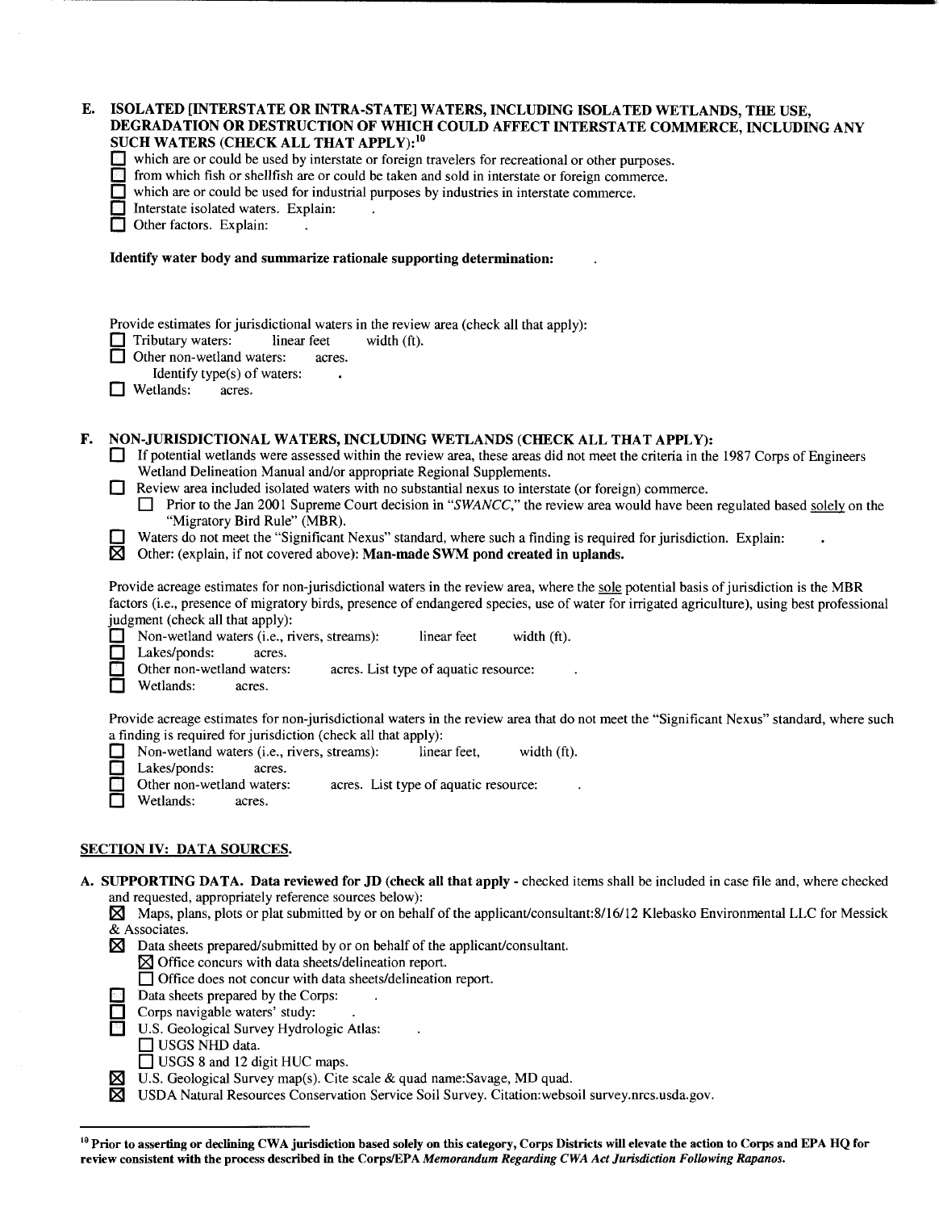**E. ISOLATED [INTERSTATE OR INTRA-STATE] WATERS, INCLUDING ISOLATED WETLANDS, THE USE, DEGRADATION OR DESTRUCTION OF WHICH COULD AFFECT INTERSTATE COMMERCE, INCLUDING ANY SUCH WATERS (CHECK ALL THAT APPLY):[10]**

- ☐ which are or could be used by interstate or foreign travelers for recreational or other purposes.
- ☐ from which fish or shellfish are or could be taken and sold in interstate or foreign commerce.
- ☐ which are or could be used for industrial purposes by industries in interstate commerce.
- ☐ Interstate isolated waters. Explain: .
- ☐ Other factors. Explain: .

**Identify water body and summarize rationale supporting determination:** .

Provide estimates for jurisdictional waters in the review area (check all that apply):

- ☐ Tributary waters: linear feet width (ft).
- ☐ Other non-wetland waters: acres.
  - Identify type(s) of waters: .
- ☐ Wetlands: acres.

**F. NON-JURISDICTIONAL WATERS, INCLUDING WETLANDS (CHECK ALL THAT APPLY):**

- ☐ If potential wetlands were assessed within the review area, these areas did not meet the criteria in the 1987 Corps of Engineers Wetland Delineation Manual and/or appropriate Regional Supplements.
- ☐ Review area included isolated waters with no substantial nexus to interstate (or foreign) commerce.
  - ☐ Prior to the Jan 2001 Supreme Court decision in "*SWANCC*," the review area would have been regulated based solely on the "Migratory Bird Rule" (MBR).
- ☐ Waters do not meet the "Significant Nexus" standard, where such a finding is required for jurisdiction. Explain: .
- ☒ Other: (explain, if not covered above): **Man-made SWM pond created in uplands.**

Provide acreage estimates for non-jurisdictional waters in the review area, where the sole potential basis of jurisdiction is the MBR factors (i.e., presence of migratory birds, presence of endangered species, use of water for irrigated agriculture), using best professional judgment (check all that apply):

- ☐ Non-wetland waters (i.e., rivers, streams): linear feet width (ft).
- ☐ Lakes/ponds: acres.
- ☐ Other non-wetland waters: acres. List type of aquatic resource: .
- ☐ Wetlands: acres.

Provide acreage estimates for non-jurisdictional waters in the review area that do not meet the "Significant Nexus" standard, where such a finding is required for jurisdiction (check all that apply):

- ☐ Non-wetland waters (i.e., rivers, streams): linear feet, width (ft).
- ☐ Lakes/ponds: acres.
- ☐ Other non-wetland waters: acres. List type of aquatic resource: .
- ☐ Wetlands: acres.

## SECTION IV: DATA SOURCES.

**A. SUPPORTING DATA. Data reviewed for JD (check all that apply - checked items shall be included in case file and, where checked and requested, appropriately reference sources below):**

- ☒ Maps, plans, plots or plat submitted by or on behalf of the applicant/consultant:8/16/12 Klebasko Environmental LLC for Messick & Associates.
- ☒ Data sheets prepared/submitted by or on behalf of the applicant/consultant.
  - ☒ Office concurs with data sheets/delineation report.
  - ☐ Office does not concur with data sheets/delineation report.
- ☐ Data sheets prepared by the Corps: .
- ☐ Corps navigable waters' study: .
- ☐ U.S. Geological Survey Hydrologic Atlas: .
  - ☐ USGS NHD data.
  - ☐ USGS 8 and 12 digit HUC maps.
- ☒ U.S. Geological Survey map(s). Cite scale & quad name:Savage, MD quad.
- ☒ USDA Natural Resources Conservation Service Soil Survey. Citation:websoil survey.nrcs.usda.gov.

---

[10] **Prior to asserting or declining CWA jurisdiction based solely on this category, Corps Districts will elevate the action to Corps and EPA HQ for review consistent with the process described in the Corps/EPA *Memorandum Regarding CWA Act Jurisdiction Following Rapanos.***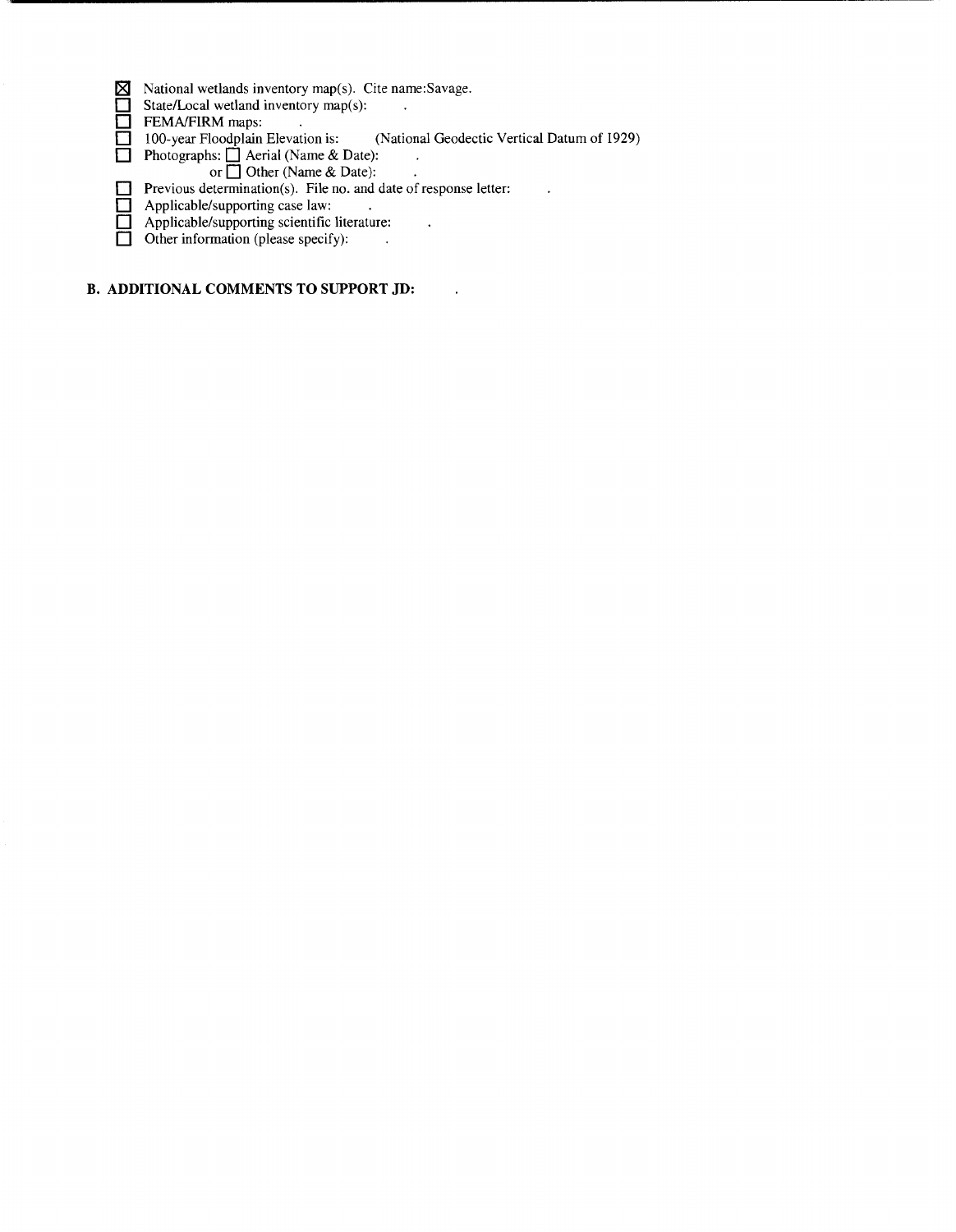- ☒ National wetlands inventory map(s). Cite name:Savage.
- ☐ State/Local wetland inventory map(s): .
- ☐ FEMA/FIRM maps: .
- ☐ 100-year Floodplain Elevation is: (National Geodectic Vertical Datum of 1929)
- ☐ Photographs: ☐ Aerial (Name & Date): .
  or ☐ Other (Name & Date): .
- ☐ Previous determination(s). File no. and date of response letter: .
- ☐ Applicable/supporting case law: .
- ☐ Applicable/supporting scientific literature: .
- ☐ Other information (please specify): .

**B. ADDITIONAL COMMENTS TO SUPPORT JD:** .